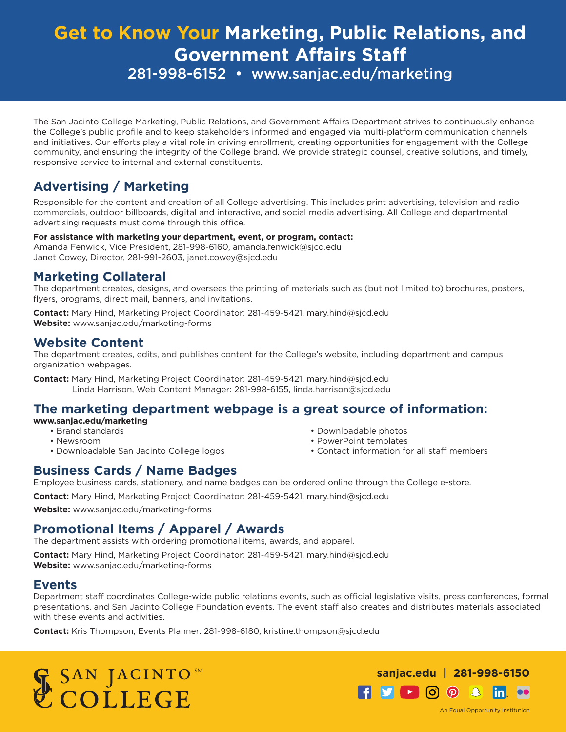// Get to Know Your Marketing, Public Relations, and Government Affairs Staff

281-998-6152 • www.sanjac.edu/marketing

The San Jacinto College Marketing, Public Relations, and Government Affairs Department strives to continuously enhance the College's public profile and to keep stakeholders informed and engaged via multi-platform communication channels and initiatives. Our efforts play a vital role in driving enrollment, creating opportunities for engagement with the College community, and ensuring the integrity of the College brand. We provide strategic counsel, creative solutions, and timely, responsive service to internal and external constituents.

## Advertising / Marketing

Responsible for the content and creation of all College advertising. This includes print advertising, television and radio commercials, outdoor billboards, digital and interactive, and social media advertising. All College and departmental advertising requests must come through this office.

**For assistance with marketing your department, event, or program, contact:**
Amanda Fenwick, Vice President, 281-998-6160, amanda.fenwick@sjcd.edu
Janet Cowey, Director, 281-991-2603, janet.cowey@sjcd.edu

## Marketing Collateral

The department creates, designs, and oversees the printing of materials such as (but not limited to) brochures, posters, flyers, programs, direct mail, banners, and invitations.

**Contact:** Mary Hind, Marketing Project Coordinator: 281-459-5421, mary.hind@sjcd.edu
**Website:** www.sanjac.edu/marketing-forms

## Website Content

The department creates, edits, and publishes content for the College's website, including department and campus organization webpages.

**Contact:** Mary Hind, Marketing Project Coordinator: 281-459-5421, mary.hind@sjcd.edu
Linda Harrison, Web Content Manager: 281-998-6155, linda.harrison@sjcd.edu

## The marketing department webpage is a great source of information:

**www.sanjac.edu/marketing**

- Brand standards
- Newsroom
- Downloadable San Jacinto College logos
- Downloadable photos
- PowerPoint templates
- Contact information for all staff members

## Business Cards / Name Badges

Employee business cards, stationery, and name badges can be ordered online through the College e-store.

**Contact:** Mary Hind, Marketing Project Coordinator: 281-459-5421, mary.hind@sjcd.edu

**Website:** www.sanjac.edu/marketing-forms

## Promotional Items / Apparel / Awards

The department assists with ordering promotional items, awards, and apparel.

**Contact:** Mary Hind, Marketing Project Coordinator: 281-459-5421, mary.hind@sjcd.edu
**Website:** www.sanjac.edu/marketing-forms

## Events

Department staff coordinates College-wide public relations events, such as official legislative visits, press conferences, formal presentations, and San Jacinto College Foundation events. The event staff also creates and distributes materials associated with these events and activities.

**Contact:** Kris Thompson, Events Planner: 281-998-6180, kristine.thompson@sjcd.edu

SAN JACINTO COLLEGE

**sanjac.edu | 281-998-6150**

An Equal Opportunity Institution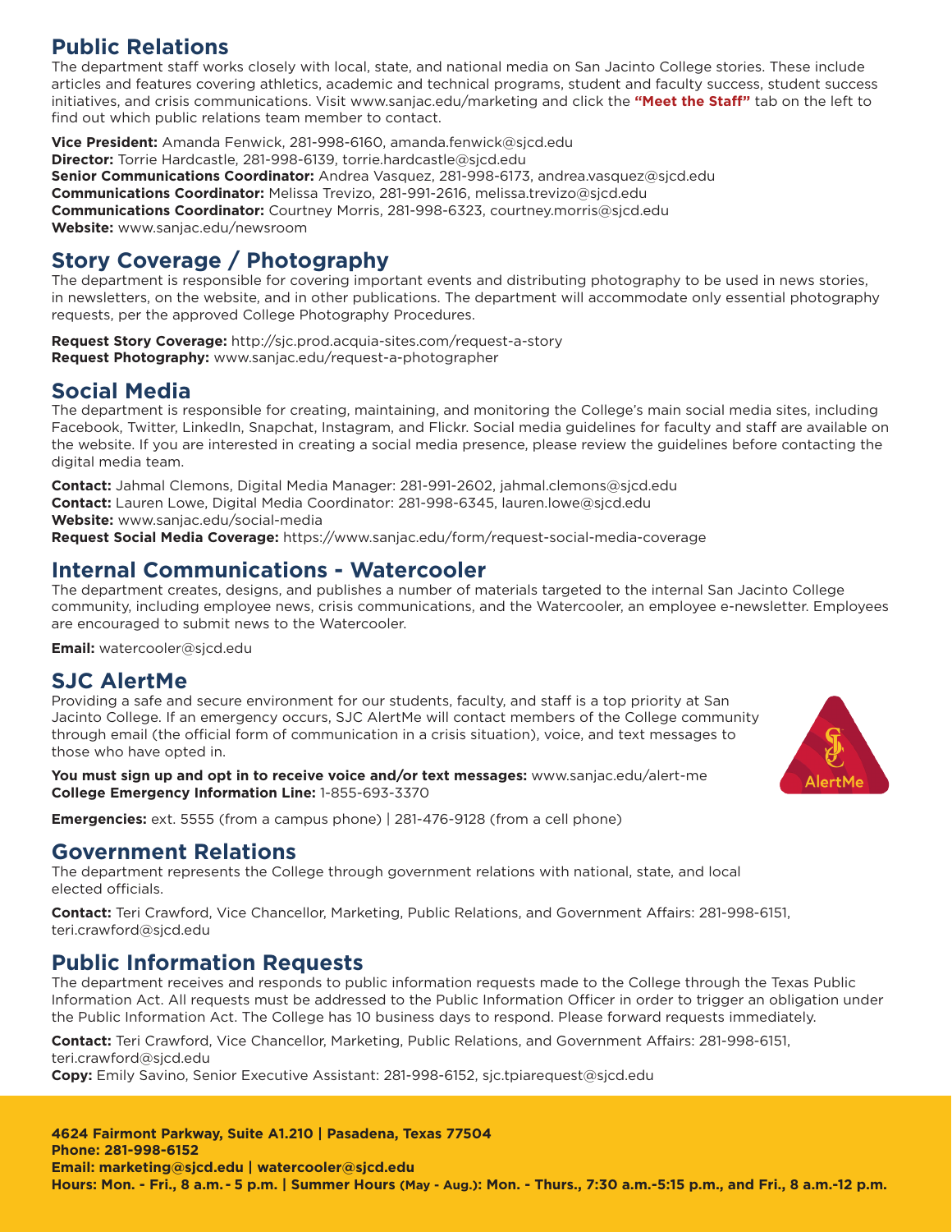## Public Relations

The department staff works closely with local, state, and national media on San Jacinto College stories. These include articles and features covering athletics, academic and technical programs, student and faculty success, student success initiatives, and crisis communications. Visit www.sanjac.edu/marketing and click the **"Meet the Staff"** tab on the left to find out which public relations team member to contact.

**Vice President:** Amanda Fenwick, 281-998-6160, amanda.fenwick@sjcd.edu
**Director:** Torrie Hardcastle, 281-998-6139, torrie.hardcastle@sjcd.edu
**Senior Communications Coordinator:** Andrea Vasquez, 281-998-6173, andrea.vasquez@sjcd.edu
**Communications Coordinator:** Melissa Trevizo, 281-991-2616, melissa.trevizo@sjcd.edu
**Communications Coordinator:** Courtney Morris, 281-998-6323, courtney.morris@sjcd.edu
**Website:** www.sanjac.edu/newsroom

## Story Coverage / Photography

The department is responsible for covering important events and distributing photography to be used in news stories, in newsletters, on the website, and in other publications. The department will accommodate only essential photography requests, per the approved College Photography Procedures.

**Request Story Coverage:** http://sjc.prod.acquia-sites.com/request-a-story
**Request Photography:** www.sanjac.edu/request-a-photographer

## Social Media

The department is responsible for creating, maintaining, and monitoring the College's main social media sites, including Facebook, Twitter, LinkedIn, Snapchat, Instagram, and Flickr. Social media guidelines for faculty and staff are available on the website. If you are interested in creating a social media presence, please review the guidelines before contacting the digital media team.

**Contact:** Jahmal Clemons, Digital Media Manager: 281-991-2602, jahmal.clemons@sjcd.edu
**Contact:** Lauren Lowe, Digital Media Coordinator: 281-998-6345, lauren.lowe@sjcd.edu
**Website:** www.sanjac.edu/social-media
**Request Social Media Coverage:** https://www.sanjac.edu/form/request-social-media-coverage

## Internal Communications - Watercooler

The department creates, designs, and publishes a number of materials targeted to the internal San Jacinto College community, including employee news, crisis communications, and the Watercooler, an employee e-newsletter. Employees are encouraged to submit news to the Watercooler.

**Email:** watercooler@sjcd.edu

## SJC AlertMe

Providing a safe and secure environment for our students, faculty, and staff is a top priority at San Jacinto College. If an emergency occurs, SJC AlertMe will contact members of the College community through email (the official form of communication in a crisis situation), voice, and text messages to those who have opted in.

**You must sign up and opt in to receive voice and/or text messages:** www.sanjac.edu/alert-me
**College Emergency Information Line:** 1-855-693-3370

**Emergencies:** ext. 5555 (from a campus phone) | 281-476-9128 (from a cell phone)

## Government Relations

The department represents the College through government relations with national, state, and local elected officials.

**Contact:** Teri Crawford, Vice Chancellor, Marketing, Public Relations, and Government Affairs: 281-998-6151, teri.crawford@sjcd.edu

## Public Information Requests

The department receives and responds to public information requests made to the College through the Texas Public Information Act. All requests must be addressed to the Public Information Officer in order to trigger an obligation under the Public Information Act. The College has 10 business days to respond. Please forward requests immediately.

**Contact:** Teri Crawford, Vice Chancellor, Marketing, Public Relations, and Government Affairs: 281-998-6151, teri.crawford@sjcd.edu
**Copy:** Emily Savino, Senior Executive Assistant: 281-998-6152, sjc.tpiarequest@sjcd.edu

**4624 Fairmont Parkway, Suite A1.210 | Pasadena, Texas 77504**
**Phone: 281-998-6152**
**Email: marketing@sjcd.edu | watercooler@sjcd.edu**
**Hours: Mon. - Fri., 8 a.m.- 5 p.m. | Summer Hours (May - Aug.): Mon. - Thurs., 7:30 a.m.-5:15 p.m., and Fri., 8 a.m.-12 p.m.**